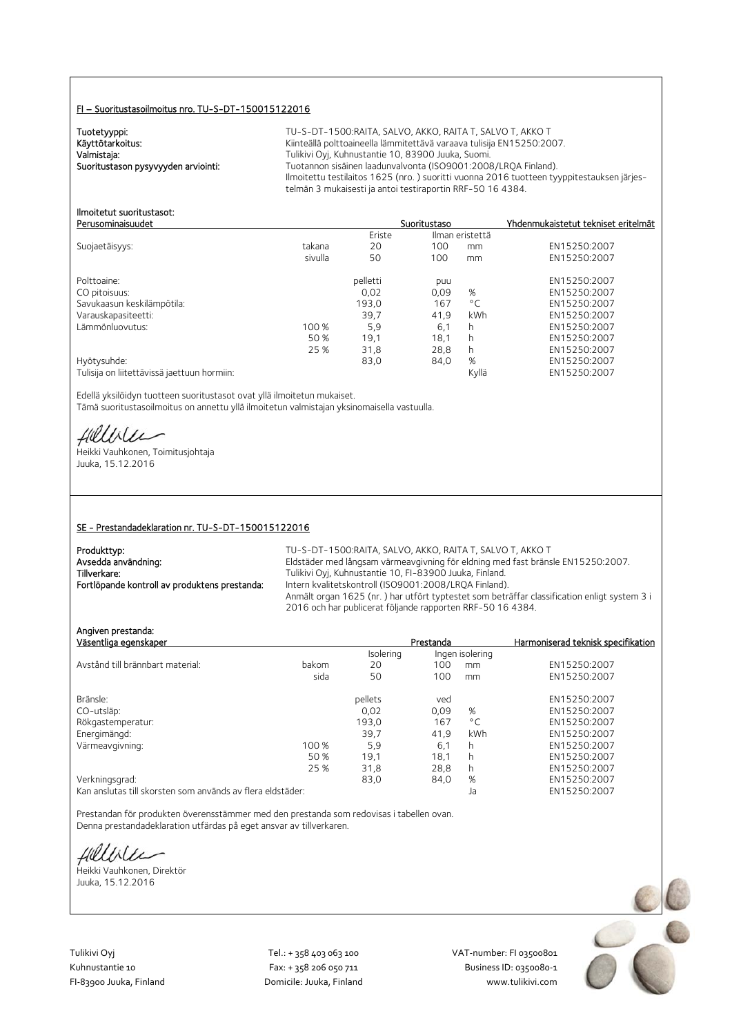## FI – Suoritustasoilmoitus nro. TU-S-DT-150015122016

**Tuotetyyppi:** TU-S-DT-1500:RAITA, SALVO, AKKO, RAITA T, SALVO T, AKKO T

**Käyttötarkoitus:** Kiinteällä polttoaineella lämmitettävä varaava tulisija EN15250:2007.

**Valmistaja:** Tulikivi Oyj, Kuhnustantie 10, 83900 Juuka, Suomi.

**Suoritustason pysyvyyden arviointi:** Tuotannon sisäinen laadunvalvonta (ISO9001:2008/LRQA Finland). Ilmoitettu testilaitos 1625 (nro. ) suoritti vuonna 2016 tuotteen tyyppitestauksen järjestelmän 3 mukaisesti ja antoi testiraportin RRF-50 16 4384.

**Ilmoitetut suoritustasot:**

| Perusominaisuudet | | Suoritustaso | | | Yhdenmukaistetut tekniset eritelmät |
|---|---|---|---|---|---|
| | | Eriste | Ilman eristettä | | |
| Suojaetäisyys: | takana | 20 | 100 | mm | EN15250:2007 |
| | sivulla | 50 | 100 | mm | EN15250:2007 |
| Polttoaine: | | pelletti | puu | | EN15250:2007 |
| CO pitoisuus: | | 0,02 | 0,09 | % | EN15250:2007 |
| Savukaasun keskilämpötila: | | 193,0 | 167 | °C | EN15250:2007 |
| Varauskapasiteetti: | | 39,7 | 41,9 | kWh | EN15250:2007 |
| Lämmönluovutus: | 100 % | 5,9 | 6,1 | h | EN15250:2007 |
| | 50 % | 19,1 | 18,1 | h | EN15250:2007 |
| | 25 % | 31,8 | 28,8 | h | EN15250:2007 |
| Hyötysuhde: | | 83,0 | 84,0 | % | EN15250:2007 |
| Tulisija on liitettävissä jaettuun hormiin: | | | | Kyllä | EN15250:2007 |

Edellä yksilöidyn tuotteen suoritustasot ovat yllä ilmoitetun mukaiset.
Tämä suoritustasoilmoitus on annettu yllä ilmoitetun valmistajan yksinomaisella vastuulla.

Heikki Vauhkonen, Toimitusjohtaja
Juuka, 15.12.2016

## SE - Prestandadeklaration nr. TU-S-DT-150015122016

**Produkttyp:** TU-S-DT-1500:RAITA, SALVO, AKKO, RAITA T, SALVO T, AKKO T

**Avsedda användning:** Eldstäder med långsam värmeavgivning för eldning med fast bränsle EN15250:2007.

**Tillverkare:** Tulikivi Oyj, Kuhnustantie 10, FI-83900 Juuka, Finland.

**Fortlöpande kontroll av produktens prestanda:** Intern kvalitetskontroll (ISO9001:2008/LRQA Finland). Anmält organ 1625 (nr. ) har utfört typtestet som beträffar classification enligt system 3 i 2016 och har publicerat följande rapporten RRF-50 16 4384.

**Angiven prestanda:**

| Väsentliga egenskaper | | Prestanda | | | Harmoniserad teknisk specifikation |
|---|---|---|---|---|---|
| | | Isolering | Ingen isolering | | |
| Avstånd till brännbart material: | bakom | 20 | 100 | mm | EN15250:2007 |
| | sida | 50 | 100 | mm | EN15250:2007 |
| Bränsle: | | pellets | ved | | EN15250:2007 |
| CO-utsläp: | | 0,02 | 0,09 | % | EN15250:2007 |
| Rökgastemperatur: | | 193,0 | 167 | °C | EN15250:2007 |
| Energimängd: | | 39,7 | 41,9 | kWh | EN15250:2007 |
| Värmeavgivning: | 100 % | 5,9 | 6,1 | h | EN15250:2007 |
| | 50 % | 19,1 | 18,1 | h | EN15250:2007 |
| | 25 % | 31,8 | 28,8 | h | EN15250:2007 |
| Verkningsgrad: | | 83,0 | 84,0 | % | EN15250:2007 |
| Kan anslutas till skorsten som används av flera eldstäder: | | | | Ja | EN15250:2007 |

Prestandan för produkten överensstämmer med den prestanda som redovisas i tabellen ovan.
Denna prestandadeklaration utfärdas på eget ansvar av tillverkaren.

Heikki Vauhkonen, Direktör
Juuka, 15.12.2016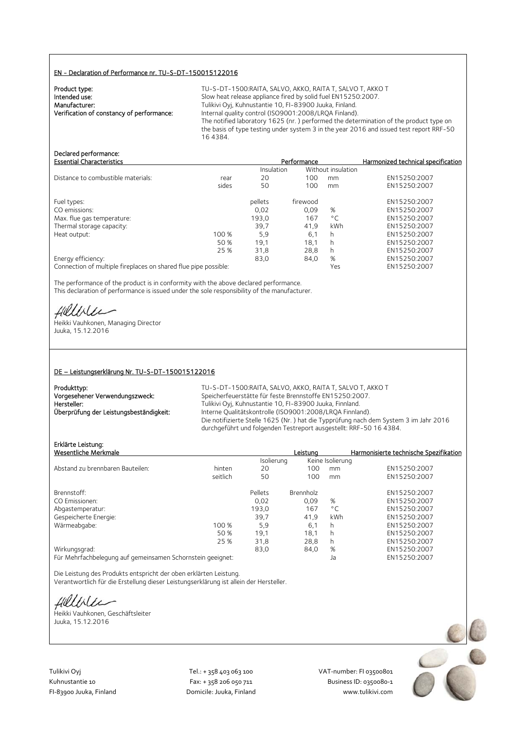## EN - Declaration of Performance nr. TU-S-DT-150015122016

**Product type:** TU-S-DT-1500:RAITA, SALVO, AKKO, RAITA T, SALVO T, AKKO T
**Intended use:** Slow heat release appliance fired by solid fuel EN15250:2007.
**Manufacturer:** Tulikivi Oyj, Kuhnustantie 10, FI-83900 Juuka, Finland.
**Verification of constancy of performance:** Internal quality control (ISO9001:2008/LRQA Finland).
The notified laboratory 1625 (nr. ) performed the determination of the product type on the basis of type testing under system 3 in the year 2016 and issued test report RRF-50 16 4384.

**Declared performance:**

| Essential Characteristics | | Performance | | | Harmonized technical specification |
|---|---|---|---|---|---|
| | | Insulation | Without insulation | | |
| Distance to combustible materials: | rear | 20 | 100 | mm | EN15250:2007 |
| | sides | 50 | 100 | mm | EN15250:2007 |
| Fuel types: | | pellets | firewood | | EN15250:2007 |
| CO emissions: | | 0,02 | 0,09 | % | EN15250:2007 |
| Max. flue gas temperature: | | 193,0 | 167 | °C | EN15250:2007 |
| Thermal storage capacity: | | 39,7 | 41,9 | kWh | EN15250:2007 |
| Heat output: | 100 % | 5,9 | 6,1 | h | EN15250:2007 |
| | 50 % | 19,1 | 18,1 | h | EN15250:2007 |
| | 25 % | 31,8 | 28,8 | h | EN15250:2007 |
| Energy efficiency: | | 83,0 | 84,0 | % | EN15250:2007 |
| Connection of multiple fireplaces on shared flue pipe possible: | | | | Yes | EN15250:2007 |

The performance of the product is in conformity with the above declared performance.
This declaration of performance is issued under the sole responsibility of the manufacturer.

Heikki Vauhkonen, Managing Director
Juuka, 15.12.2016

## DE – Leistungserklärung Nr. TU-S-DT-150015122016

**Produkttyp:** TU-S-DT-1500:RAITA, SALVO, AKKO, RAITA T, SALVO T, AKKO T
**Vorgesehener Verwendungszweck:** Speicherfeuerstätte für feste Brennstoffe EN15250:2007.
**Hersteller:** Tulikivi Oyj, Kuhnustantie 10, FI-83900 Juuka, Finnland.
**Überprüfung der Leistungsbeständigkeit:** Interne Qualitätskontrolle (ISO9001:2008/LRQA Finnland).
Die notifizierte Stelle 1625 (Nr. ) hat die Typprüfung nach dem System 3 im Jahr 2016 durchgeführt und folgenden Testreport ausgestellt: RRF-50 16 4384.

**Erklärte Leistung:**

| Wesentliche Merkmale | | Leistung | | | Harmonisierte technische Spezifikation |
|---|---|---|---|---|---|
| | | Isolierung | Keine Isolierung | | |
| Abstand zu brennbaren Bauteilen: | hinten | 20 | 100 | mm | EN15250:2007 |
| | seitlich | 50 | 100 | mm | EN15250:2007 |
| Brennstoff: | | Pellets | Brennholz | | EN15250:2007 |
| CO Emissionen: | | 0,02 | 0,09 | % | EN15250:2007 |
| Abgastemperatur: | | 193,0 | 167 | °C | EN15250:2007 |
| Gespeicherte Energie: | | 39,7 | 41,9 | kWh | EN15250:2007 |
| Wärmeabgabe: | 100 % | 5,9 | 6,1 | h | EN15250:2007 |
| | 50 % | 19,1 | 18,1 | h | EN15250:2007 |
| | 25 % | 31,8 | 28,8 | h | EN15250:2007 |
| Wirkungsgrad: | | 83,0 | 84,0 | % | EN15250:2007 |
| Für Mehrfachbelegung auf gemeinsamen Schornstein geeignet: | | | | Ja | EN15250:2007 |

Die Leistung des Produkts entspricht der oben erklärten Leistung.
Verantwortlich für die Erstellung dieser Leistungserklärung ist allein der Hersteller.

Heikki Vauhkonen, Geschäftsleiter
Juuka, 15.12.2016

Tulikivi Oyj
Kuhnustantie 10
FI-83900 Juuka, Finland

Tel.: + 358 403 063 100
Fax: + 358 206 050 711
Domicile: Juuka, Finland

VAT-number: FI 03500801
Business ID: 0350080-1
www.tulikivi.com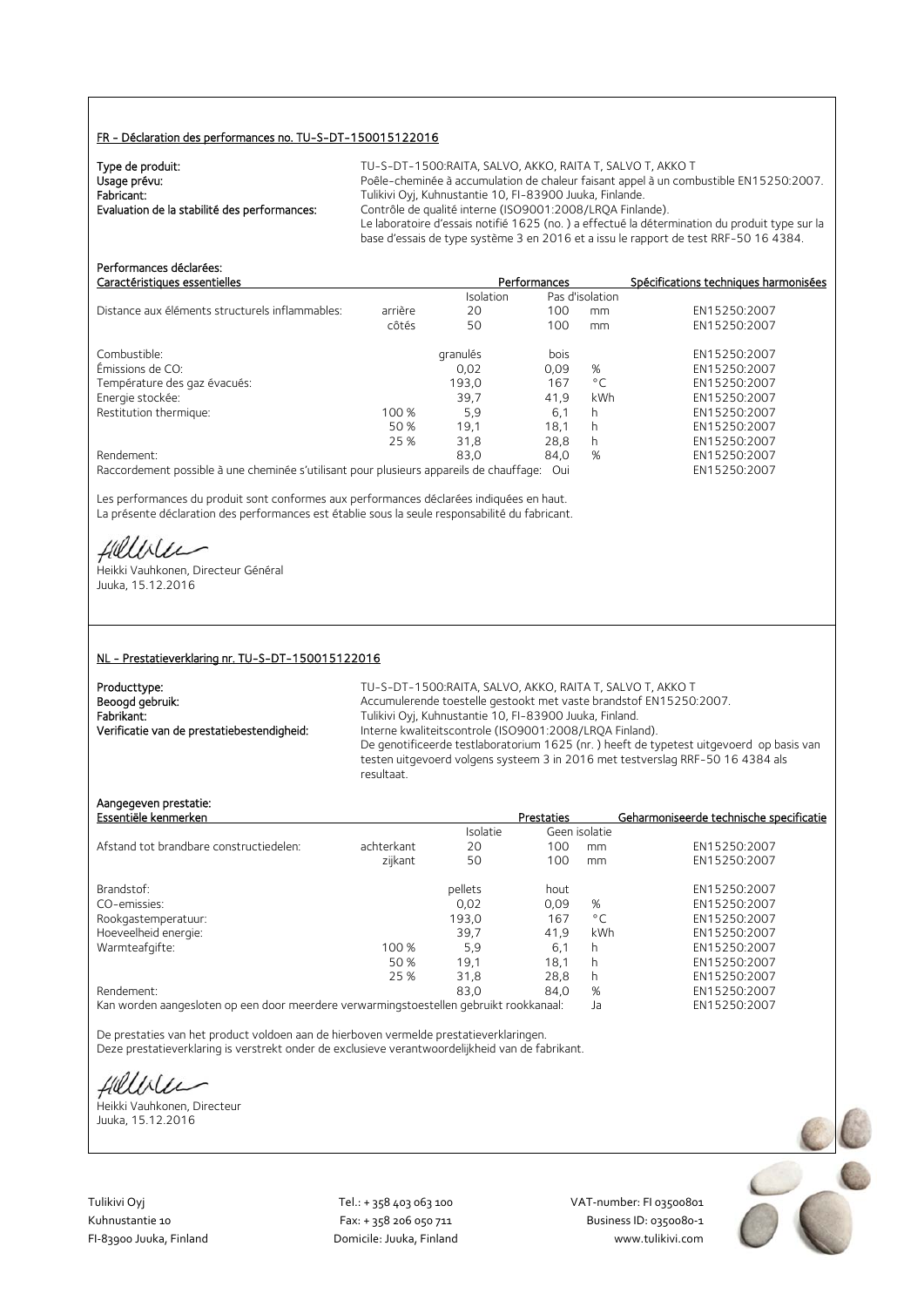## FR - Déclaration des performances no. TU-S-DT-150015122016

**Type de produit:** TU-S-DT-1500:RAITA, SALVO, AKKO, RAITA T, SALVO T, AKKO T
**Usage prévu:** Poêle-cheminée à accumulation de chaleur faisant appel à un combustible EN15250:2007.
**Fabricant:** Tulikivi Oyj, Kuhnustantie 10, FI-83900 Juuka, Finlande.
**Evaluation de la stabilité des performances:** Contrôle de qualité interne (ISO9001:2008/LRQA Finlande).
Le laboratoire d'essais notifié 1625 (no. ) a effectué la détermination du produit type sur la base d'essais de type système 3 en 2016 et a issu le rapport de test RRF-50 16 4384.

**Performances déclarées:**

| Caractéristiques essentielles | | Performances | | | Spécifications techniques harmonisées |
|---|---|---|---|---|---|
| | | Isolation | Pas d'isolation | | |
| Distance aux éléments structurels inflammables: | arrière | 20 | 100 | mm | EN15250:2007 |
| | côtés | 50 | 100 | mm | EN15250:2007 |
| Combustible: | | granulés | bois | | EN15250:2007 |
| Émissions de CO: | | 0,02 | 0,09 | % | EN15250:2007 |
| Température des gaz évacués: | | 193,0 | 167 | °C | EN15250:2007 |
| Energie stockée: | | 39,7 | 41,9 | kWh | EN15250:2007 |
| Restitution thermique: | 100 % | 5,9 | 6,1 | h | EN15250:2007 |
| | 50 % | 19,1 | 18,1 | h | EN15250:2007 |
| | 25 % | 31,8 | 28,8 | h | EN15250:2007 |
| Rendement: | | 83,0 | 84,0 | % | EN15250:2007 |
| Raccordement possible à une cheminée s'utilisant pour plusieurs appareils de chauffage: | | | Oui | | EN15250:2007 |

Les performances du produit sont conformes aux performances déclarées indiquées en haut.
La présente déclaration des performances est établie sous la seule responsabilité du fabricant.

Heikki Vauhkonen, Directeur Général
Juuka, 15.12.2016

## NL - Prestatieverklaring nr. TU-S-DT-150015122016

**Producttype:** TU-S-DT-1500:RAITA, SALVO, AKKO, RAITA T, SALVO T, AKKO T
**Beoogd gebruik:** Accumulerende toestelle gestookt met vaste brandstof EN15250:2007.
**Fabrikant:** Tulikivi Oyj, Kuhnustantie 10, FI-83900 Juuka, Finland.
**Verificatie van de prestatiebestendigheid:** Interne kwaliteitscontrole (ISO9001:2008/LRQA Finland).
De genotificeerde testlaboratorium 1625 (nr. ) heeft de typetest uitgevoerd op basis van testen uitgevoerd volgens systeem 3 in 2016 met testverslag RRF-50 16 4384 als resultaat.

**Aangegeven prestatie:**

| Essentiële kenmerken | | Prestaties | | | Geharmoniseerde technische specificatie |
|---|---|---|---|---|---|
| | | Isolatie | Geen isolatie | | |
| Afstand tot brandbare constructiedelen: | achterkant | 20 | 100 | mm | EN15250:2007 |
| | zijkant | 50 | 100 | mm | EN15250:2007 |
| Brandstof: | | pellets | hout | | EN15250:2007 |
| CO-emissies: | | 0,02 | 0,09 | % | EN15250:2007 |
| Rookgastemperatuur: | | 193,0 | 167 | °C | EN15250:2007 |
| Hoeveelheid energie: | | 39,7 | 41,9 | kWh | EN15250:2007 |
| Warmteafgifte: | 100 % | 5,9 | 6,1 | h | EN15250:2007 |
| | 50 % | 19,1 | 18,1 | h | EN15250:2007 |
| | 25 % | 31,8 | 28,8 | h | EN15250:2007 |
| Rendement: | | 83,0 | 84,0 | % | EN15250:2007 |
| Kan worden aangesloten op een door meerdere verwarmingstoestellen gebruikt rookkanaal: | | | Ja | | EN15250:2007 |

De prestaties van het product voldoen aan de hierboven vermelde prestatieverklaringen.
Deze prestatieverklaring is verstrekt onder de exclusieve verantwoordelijkheid van de fabrikant.

Heikki Vauhkonen, Directeur
Juuka, 15.12.2016

Tulikivi Oyj
Kuhnustantie 10
FI-83900 Juuka, Finland

Tel.: + 358 403 063 100
Fax: + 358 206 050 711
Domicile: Juuka, Finland

VAT-number: FI 03500801
Business ID: 0350080-1
www.tulikivi.com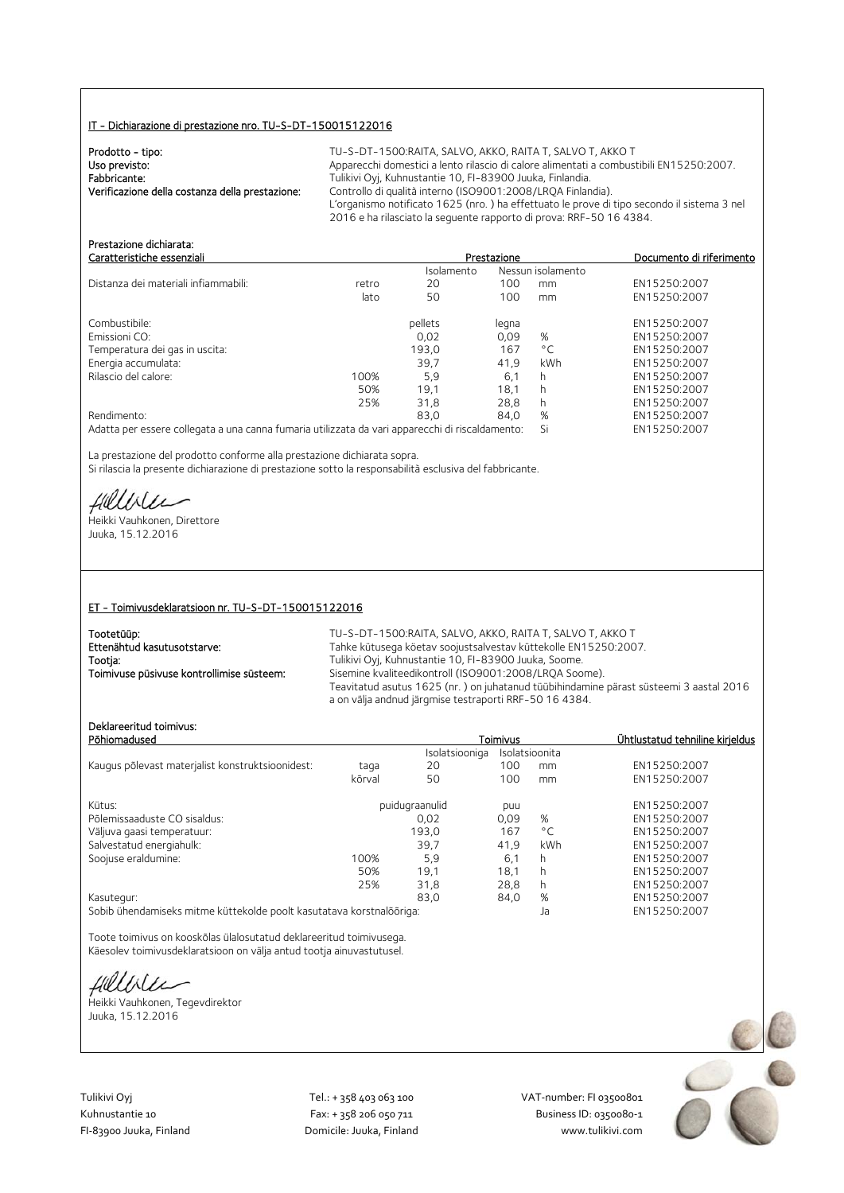## IT - Dichiarazione di prestazione nro. TU-S-DT-150015122016

**Prodotto - tipo:** TU-S-DT-1500:RAITA, SALVO, AKKO, RAITA T, SALVO T, AKKO T
**Uso previsto:** Apparecchi domestici a lento rilascio di calore alimentati a combustibili EN15250:2007.
**Fabbricante:** Tulikivi Oyj, Kuhnustantie 10, FI-83900 Juuka, Finlandia.
**Verificazione della costanza della prestazione:** Controllo di qualità interno (ISO9001:2008/LRQA Finlandia).
L'organismo notificato 1625 (nro. ) ha effettuato le prove di tipo secondo il sistema 3 nel 2016 e ha rilasciato la seguente rapporto di prova: RRF-50 16 4384.

**Prestazione dichiarata:**

| Caratteristiche essenziali | | Prestazione | | | Documento di riferimento |
|---|---|---|---|---|---|
| | | Isolamento | Nessun isolamento | | |
| Distanza dei materiali infiammabili: | retro | 20 | 100 | mm | EN15250:2007 |
| | lato | 50 | 100 | mm | EN15250:2007 |
| Combustibile: | | pellets | legna | | EN15250:2007 |
| Emissioni CO: | | 0,02 | 0,09 | % | EN15250:2007 |
| Temperatura dei gas in uscita: | | 193,0 | 167 | °C | EN15250:2007 |
| Energia accumulata: | | 39,7 | 41,9 | kWh | EN15250:2007 |
| Rilascio del calore: | 100% | 5,9 | 6,1 | h | EN15250:2007 |
| | 50% | 19,1 | 18,1 | h | EN15250:2007 |
| | 25% | 31,8 | 28,8 | h | EN15250:2007 |
| Rendimento: | | 83,0 | 84,0 | % | EN15250:2007 |
| Adatta per essere collegata a una canna fumaria utilizzata da vari apparecchi di riscaldamento: | | | Si | | EN15250:2007 |

La prestazione del prodotto conforme alla prestazione dichiarata sopra.
Si rilascia la presente dichiarazione di prestazione sotto la responsabilità esclusiva del fabbricante.

Heikki Vauhkonen, Direttore
Juuka, 15.12.2016

## ET - Toimivusdeklaratsioon nr. TU-S-DT-150015122016

**Tootetüüp:** TU-S-DT-1500:RAITA, SALVO, AKKO, RAITA T, SALVO T, AKKO T
**Ettenähtud kasutusotstarve:** Tahke kütusega köetav soojustsalvestav küttekolle EN15250:2007.
**Tootja:** Tulikivi Oyj, Kuhnustantie 10, FI-83900 Juuka, Soome.
**Toimivuse püsivuse kontrollimise süsteem:** Sisemine kvaliteedikontroll (ISO9001:2008/LRQA Soome).
Teavitatud asutus 1625 (nr. ) on juhatanud tüübihindamine pärast süsteemi 3 aastal 2016 a on välja andnud järgmise testraporti RRF-50 16 4384.

**Deklareeritud toimivus:**

| Põhiomadused | | Toimivus | | | Ühtlustatud tehniline kirjeldus |
|---|---|---|---|---|---|
| | | Isolatsiooniga | Isolatsioonita | | |
| Kaugus põlevast materjalist konstruktsioonidest: | taga | 20 | 100 | mm | EN15250:2007 |
| | kõrval | 50 | 100 | mm | EN15250:2007 |
| Kütus: | | puidugraanulid | puu | | EN15250:2007 |
| Põlemissaaduste CO sisaldus: | | 0,02 | 0,09 | % | EN15250:2007 |
| Väljuva gaasi temperatuur: | | 193,0 | 167 | °C | EN15250:2007 |
| Salvestatud energiahulk: | | 39,7 | 41,9 | kWh | EN15250:2007 |
| Soojuse eraldumine: | 100% | 5,9 | 6,1 | h | EN15250:2007 |
| | 50% | 19,1 | 18,1 | h | EN15250:2007 |
| | 25% | 31,8 | 28,8 | h | EN15250:2007 |
| Kasutegur: | | 83,0 | 84,0 | % | EN15250:2007 |
| Sobib ühendamiseks mitme küttekolde poolt kasutatava korstnalõõriga: | | | Ja | | EN15250:2007 |

Toote toimivus on kooskõlas ülalosutatud deklareeritud toimivusega.
Käesolev toimivusdeklaratsioon on välja antud tootja ainuvastutusel.

Heikki Vauhkonen, Tegevdirektor
Juuka, 15.12.2016

Tulikivi Oyj
Kuhnustantie 10
FI-83900 Juuka, Finland

Tel.: + 358 403 063 100
Fax: + 358 206 050 711
Domicile: Juuka, Finland

VAT-number: FI 03500801
Business ID: 0350080-1
www.tulikivi.com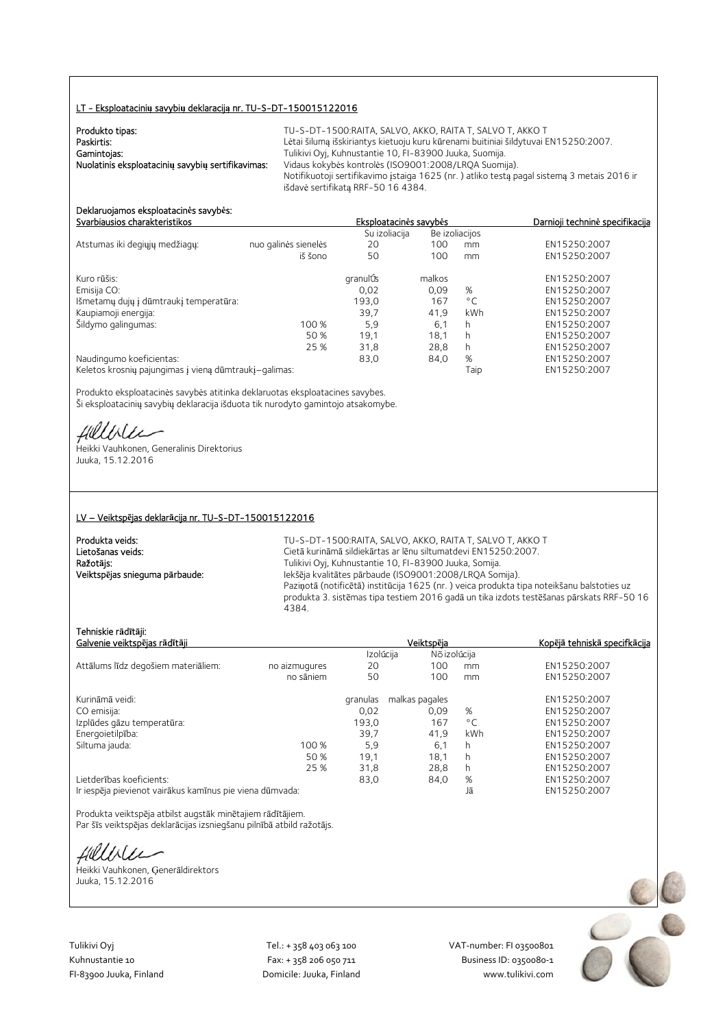## LT - Eksploatacinių savybių deklaracija nr. TU-S-DT-150015122016

**Produkto tipas:** TU-S-DT-1500:RAITA, SALVO, AKKO, RAITA T, SALVO T, AKKO T
**Paskirtis:** Lėtai šilumą išskiriantys kietuoju kuru kūrenami buitiniai šildytuvai EN15250:2007.
**Gamintojas:** Tulikivi Oyj, Kuhnustantie 10, FI-83900 Juuka, Suomija.
**Nuolatinis eksploatacinių savybių sertifikavimas:** Vidaus kokybės kontrolės (ISO9001:2008/LRQA Suomija).
Notifikuotoji sertifikavimo įstaiga 1625 (nr. ) atliko testą pagal sistemą 3 metais 2016 ir išdavė sertifikatą RRF-50 16 4384.

**Deklaruojamos eksploatacinės savybės:**

| Svarbiausios charakteristikos | | Eksploatacinės savybės | | | Darnioji techninė specifikacija |
|---|---|---|---|---|---|
| | | Su izoliacija | Be izoliacijos | | |
| Atstumas iki degiųjų medžiagų: | nuo galinės sienelės | 20 | 100 | mm | EN15250:2007 |
| | iš šono | 50 | 100 | mm | EN15250:2007 |
| Kuro rūšis: | | granulÚs | malkos | | EN15250:2007 |
| Emisija CO: | | 0,02 | 0,09 | % | EN15250:2007 |
| Išmetamų dujų į dūmtraukį temperatūra: | | 193,0 | 167 | °C | EN15250:2007 |
| Kaupiamoji energija: | | 39,7 | 41,9 | kWh | EN15250:2007 |
| Šildymo galingumas: | 100 % | 5,9 | 6,1 | h | EN15250:2007 |
| | 50 % | 19,1 | 18,1 | h | EN15250:2007 |
| | 25 % | 31,8 | 28,8 | h | EN15250:2007 |
| Naudingumo koeficientas: | | 83,0 | 84,0 | % | EN15250:2007 |
| Keletos krosnių pajungimas į vieną dūmtraukį–galimas: | | | | Taip | EN15250:2007 |

Produkto eksploatacinės savybės atitinka deklaruotas eksploatacines savybes.
Ši eksploatacinių savybių deklaracija išduota tik nurodyto gamintojo atsakomybe.

Heikki Vauhkonen, Generalinis Direktorius
Juuka, 15.12.2016

## LV – Veiktspējas deklarācija nr. TU-S-DT-150015122016

**Produkta veids:** TU-S-DT-1500:RAITA, SALVO, AKKO, RAITA T, SALVO T, AKKO T
**Lietošanas veids:** Cietā kurināmā sildiekārtas ar lēnu siltumatdevi EN15250:2007.
**Ražotājs:** Tulikivi Oyj, Kuhnustantie 10, FI-83900 Juuka, Somija.
**Veiktspējas snieguma pārbaude:** Iekšēja kvalitātes pārbaude (ISO9001:2008/LRQA Somija).
Paziņotā (notificētā) institūcija 1625 (nr. ) veica produkta tipa noteikšanu balstoties uz produkta 3. sistēmas tipa testiem 2016 gadā un tika izdots testēšanas pārskats RRF-50 16 4384.

**Tehniskie rādītāji:**

| Galvenie veiktspējas rādītāji | | Veiktspēja | | | Kopējā tehniskā specifkācija |
|---|---|---|---|---|---|
| | | Izolúcija | Nõ izolúcija | | |
| Attālums līdz degošiem materiāliem: | no aizmugures | 20 | 100 | mm | EN15250:2007 |
| | no sāniem | 50 | 100 | mm | EN15250:2007 |
| Kurināmā veidi: | | granulas | malkas pagales | | EN15250:2007 |
| CO emisija: | | 0,02 | 0,09 | % | EN15250:2007 |
| Izplūdes gāzu temperatūra: | | 193,0 | 167 | °C | EN15250:2007 |
| Energoietilpība: | | 39,7 | 41,9 | kWh | EN15250:2007 |
| Siltuma jauda: | 100 % | 5,9 | 6,1 | h | EN15250:2007 |
| | 50 % | 19,1 | 18,1 | h | EN15250:2007 |
| | 25 % | 31,8 | 28,8 | h | EN15250:2007 |
| Lietderības koeficients: | | 83,0 | 84,0 | % | EN15250:2007 |
| Ir iespēja pievienot vairākus kamīnus pie viena dūmvada: | | | | Jā | EN15250:2007 |

Produkta veiktspēja atbilst augstāk minētajiem rādītājiem.
Par šīs veiktspējas deklarācijas izsniegšanu pilnībā atbild ražotājs.

Heikki Vauhkonen, Ģenerāldirektors
Juuka, 15.12.2016

Tulikivi Oyj
Kuhnustantie 10
FI-83900 Juuka, Finland

Tel.: + 358 403 063 100
Fax: + 358 206 050 711
Domicile: Juuka, Finland

VAT-number: FI 03500801
Business ID: 0350080-1
www.tulikivi.com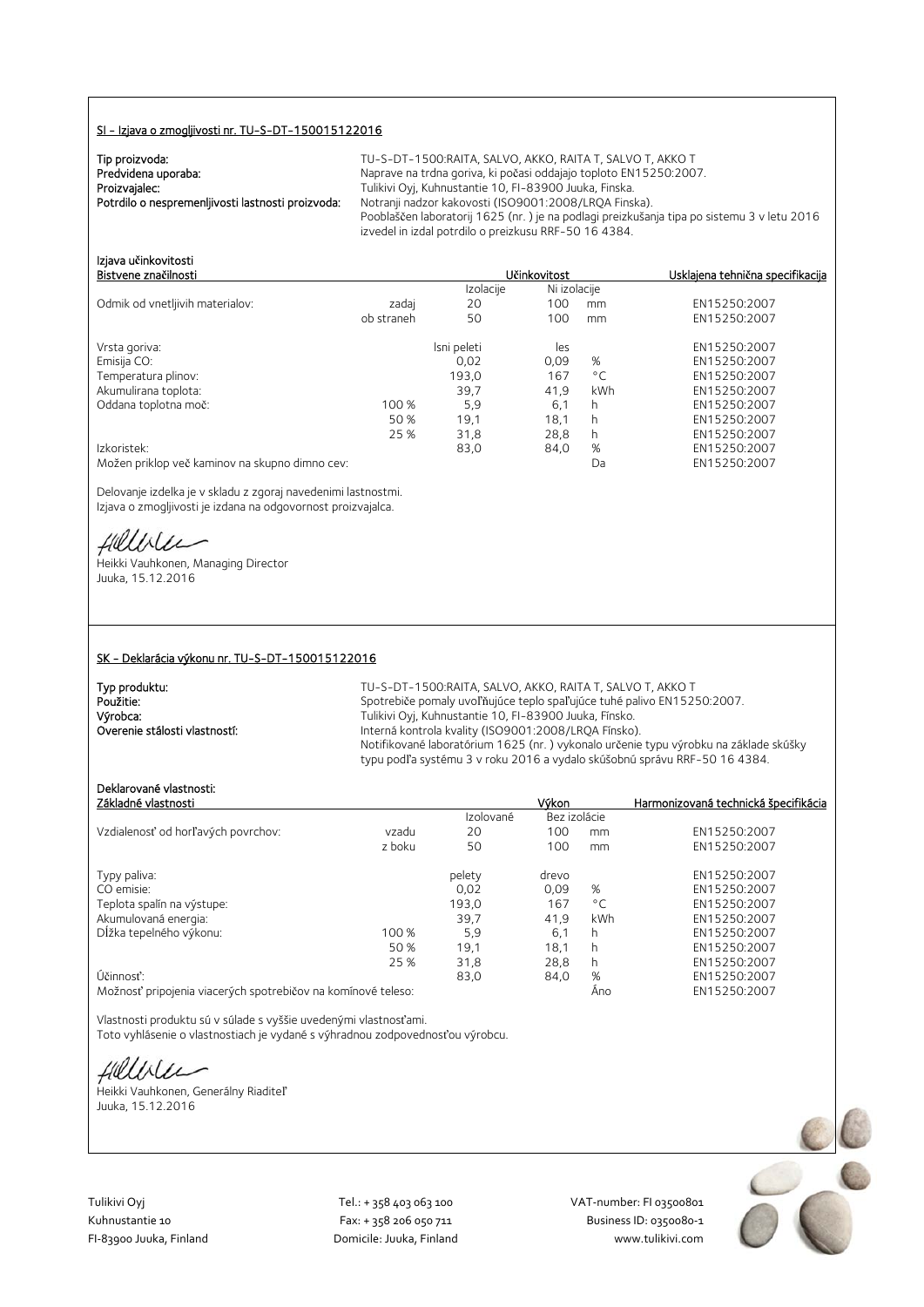## SI - Izjava o zmogljivosti nr. TU-S-DT-150015122016

**Tip proizvoda:** TU-S-DT-1500:RAITA, SALVO, AKKO, RAITA T, SALVO T, AKKO T
**Predvidena uporaba:** Naprave na trdna goriva, ki počasi oddajajo toploto EN15250:2007.
**Proizvajalec:** Tulikivi Oyj, Kuhnustantie 10, FI-83900 Juuka, Finska.
**Potrdilo o nespremenljivosti lastnosti proizvoda:** Notranji nadzor kakovosti (ISO9001:2008/LRQA Finska).
Pooblaščen laboratorij 1625 (nr. ) je na podlagi preizkušanja tipa po sistemu 3 v letu 2016 izvedel in izdal potrdilo o preizkusu RRF-50 16 4384.

**Izjava učinkovitosti**

| Bistvene značilnosti | | Učinkovitost | | | Usklajena tehnična specifikacija |
|---|---|---|---|---|---|
| | | Izolacije | Ni izolacije | | |
| Odmik od vnetljivih materialov: | zadaj | 20 | 100 | mm | EN15250:2007 |
| | ob straneh | 50 | 100 | mm | EN15250:2007 |
| Vrsta goriva: | | lsni peleti | les | | EN15250:2007 |
| Emisija CO: | | 0,02 | 0,09 | % | EN15250:2007 |
| Temperatura plinov: | | 193,0 | 167 | °C | EN15250:2007 |
| Akumulirana toplota: | | 39,7 | 41,9 | kWh | EN15250:2007 |
| Oddana toplotna moč: | 100 % | 5,9 | 6,1 | h | EN15250:2007 |
| | 50 % | 19,1 | 18,1 | h | EN15250:2007 |
| | 25 % | 31,8 | 28,8 | h | EN15250:2007 |
| Izkoristek: | | 83,0 | 84,0 | % | EN15250:2007 |
| Možen priklop več kaminov na skupno dimno cev: | | | | Da | EN15250:2007 |

Delovanje izdelka je v skladu z zgoraj navedenimi lastnostmi.
Izjava o zmogljivosti je izdana na odgovornost proizvajalca.

Heikki Vauhkonen, Managing Director
Juuka, 15.12.2016

## SK – Deklarácia výkonu nr. TU-S-DT-150015122016

**Typ produktu:** TU-S-DT-1500:RAITA, SALVO, AKKO, RAITA T, SALVO T, AKKO T
**Použitie:** Spotrebiče pomaly uvoľňujúce teplo spaľujúce tuhé palivo EN15250:2007.
**Výrobca:** Tulikivi Oyj, Kuhnustantie 10, FI-83900 Juuka, Fínsko.
**Overenie stálosti vlastností:** Interná kontrola kvality (ISO9001:2008/LRQA Fínsko).
Notifikované laboratórium 1625 (nr. ) vykonalo určenie typu výrobku na základe skúšky typu podľa systému 3 v roku 2016 a vydalo skúšobnú správu RRF-50 16 4384.

**Deklarované vlastnosti:**

| Základné vlastnosti | | Výkon | | | Harmonizovaná technická špecifikácia |
|---|---|---|---|---|---|
| | | Izolované | Bez izolácie | | |
| Vzdialenosť od horľavých povrchov: | vzadu | 20 | 100 | mm | EN15250:2007 |
| | z boku | 50 | 100 | mm | EN15250:2007 |
| Typy paliva: | | pelety | drevo | | EN15250:2007 |
| CO emisie: | | 0,02 | 0,09 | % | EN15250:2007 |
| Teplota spalín na výstupe: | | 193,0 | 167 | °C | EN15250:2007 |
| Akumulovaná energia: | | 39,7 | 41,9 | kWh | EN15250:2007 |
| Dĺžka tepelného výkonu: | 100 % | 5,9 | 6,1 | h | EN15250:2007 |
| | 50 % | 19,1 | 18,1 | h | EN15250:2007 |
| | 25 % | 31,8 | 28,8 | h | EN15250:2007 |
| Účinnosť: | | 83,0 | 84,0 | % | EN15250:2007 |
| Možnosť pripojenia viacerých spotrebičov na komínové teleso: | | | | Áno | EN15250:2007 |

Vlastnosti produktu sú v súlade s vyššie uvedenými vlastnosťami.
Toto vyhlásenie o vlastnostiach je vydané s výhradnou zodpovednosťou výrobcu.

Heikki Vauhkonen, Generálny Riaditeľ
Juuka, 15.12.2016

Tulikivi Oyj
Kuhnustantie 10
FI-83900 Juuka, Finland

Tel.: + 358 403 063 100
Fax: + 358 206 050 711
Domicile: Juuka, Finland

VAT-number: FI 03500801
Business ID: 0350080-1
www.tulikivi.com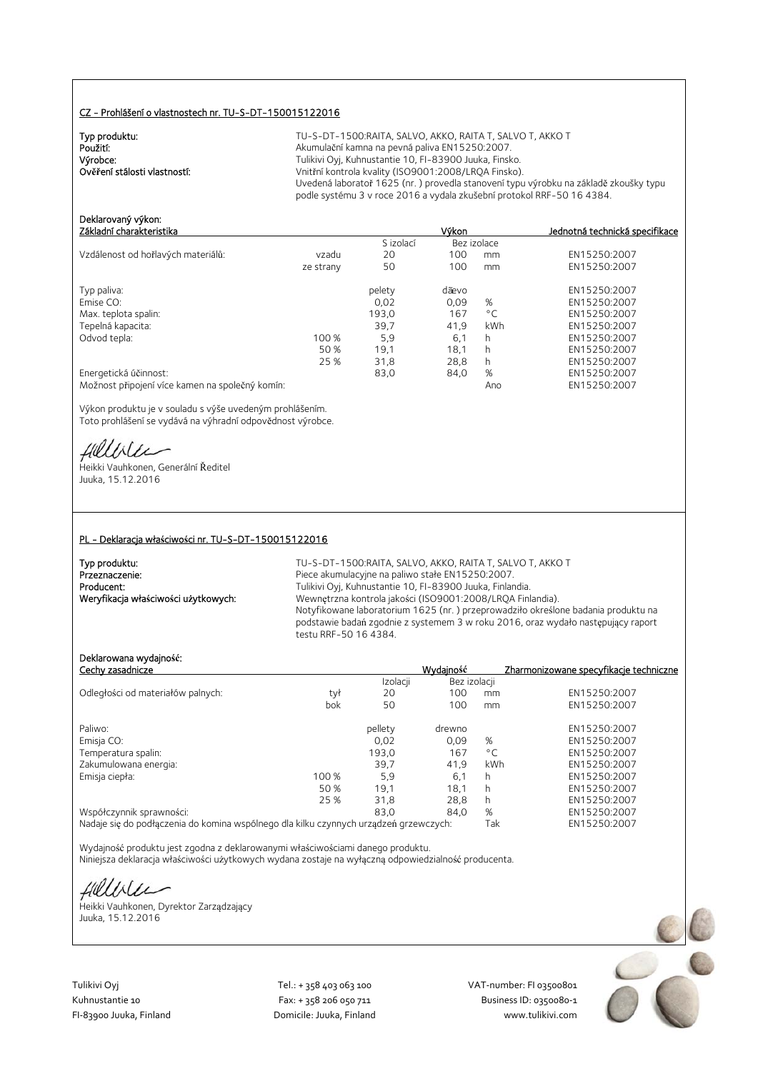CZ - Prohlášení o vlastnostech nr. TU-S-DT-150015122016

**Typ produktu:** TU-S-DT-1500:RAITA, SALVO, AKKO, RAITA T, SALVO T, AKKO T
**Použití:** Akumulační kamna na pevná paliva EN15250:2007.
**Výrobce:** Tulikivi Oyj, Kuhnustantie 10, FI-83900 Juuka, Finsko.
**Ověření stálosti vlastností:** Vnitřní kontrola kvality (ISO9001:2008/LRQA Finsko).
Uvedená laboratoř 1625 (nr. ) provedla stanovení typu výrobku na základě zkoušky typu podle systému 3 v roce 2016 a vydala zkušební protokol RRF-50 16 4384.

**Deklarovaný výkon:**

| Základní charakteristika | | Výkon | | | Jednotná technická specifikace |
|---|---|---|---|---|---|
| | | S izolací | Bez izolace | | |
| Vzdálenost od hořlavých materiálů: | vzadu | 20 | 100 | mm | EN15250:2007 |
| | ze strany | 50 | 100 | mm | EN15250:2007 |
| Typ paliva: | | pelety | dřevo | | EN15250:2007 |
| Emise CO: | | 0,02 | 0,09 | % | EN15250:2007 |
| Max. teplota spalin: | | 193,0 | 167 | °C | EN15250:2007 |
| Tepelná kapacita: | | 39,7 | 41,9 | kWh | EN15250:2007 |
| Odvod tepla: | 100 % | 5,9 | 6,1 | h | EN15250:2007 |
| | 50 % | 19,1 | 18,1 | h | EN15250:2007 |
| | 25 % | 31,8 | 28,8 | h | EN15250:2007 |
| Energetická účinnost: | | 83,0 | 84,0 | % | EN15250:2007 |
| Možnost připojení více kamen na společný komín: | | | | Ano | EN15250:2007 |

Výkon produktu je v souladu s výše uvedeným prohlášením.
Toto prohlášení se vydává na výhradní odpovědnost výrobce.

Heikki Vauhkonen, Generální Ředitel
Juuka, 15.12.2016

PL - Deklaracja właściwości nr. TU-S-DT-150015122016

**Typ produktu:** TU-S-DT-1500:RAITA, SALVO, AKKO, RAITA T, SALVO T, AKKO T
**Przeznaczenie:** Piece akumulacyjne na paliwo stałe EN15250:2007.
**Producent:** Tulikivi Oyj, Kuhnustantie 10, FI-83900 Juuka, Finlandia.
**Weryfikacja właściwości użytkowych:** Wewnętrzna kontrola jakości (ISO9001:2008/LRQA Finlandia).
Notyfikowane laboratorium 1625 (nr. ) przeprowadziło określone badania produktu na podstawie badań zgodnie z systemem 3 w roku 2016, oraz wydało następujący raport testu RRF-50 16 4384.

**Deklarowana wydajność:**

| Cechy zasadnicze | | Wydajność | | | Zharmonizowane specyfikacje techniczne |
|---|---|---|---|---|---|
| | | Izolacji | Bez izolacji | | |
| Odległości od materiałów palnych: | tył | 20 | 100 | mm | EN15250:2007 |
| | bok | 50 | 100 | mm | EN15250:2007 |
| Paliwo: | | pellety | drewno | | EN15250:2007 |
| Emisja CO: | | 0,02 | 0,09 | % | EN15250:2007 |
| Temperatura spalin: | | 193,0 | 167 | °C | EN15250:2007 |
| Zakumulowana energia: | | 39,7 | 41,9 | kWh | EN15250:2007 |
| Emisja ciepła: | 100 % | 5,9 | 6,1 | h | EN15250:2007 |
| | 50 % | 19,1 | 18,1 | h | EN15250:2007 |
| | 25 % | 31,8 | 28,8 | h | EN15250:2007 |
| Współczynnik sprawności: | | 83,0 | 84,0 | % | EN15250:2007 |
| Nadaje się do podłączenia do komina wspólnego dla kilku czynnych urządzeń grzewczych: | | | | Tak | EN15250:2007 |

Wydajność produktu jest zgodna z deklarowanymi właściwościami danego produktu.
Niniejsza deklaracja właściwości użytkowych wydana zostaje na wyłączną odpowiedzialność producenta.

Heikki Vauhkonen, Dyrektor Zarządzający
Juuka, 15.12.2016

Tulikivi Oyj
Kuhnustantie 10
FI-83900 Juuka, Finland

Tel.: + 358 403 063 100
Fax: + 358 206 050 711
Domicile: Juuka, Finland

VAT-number: FI 03500801
Business ID: 0350080-1
www.tulikivi.com